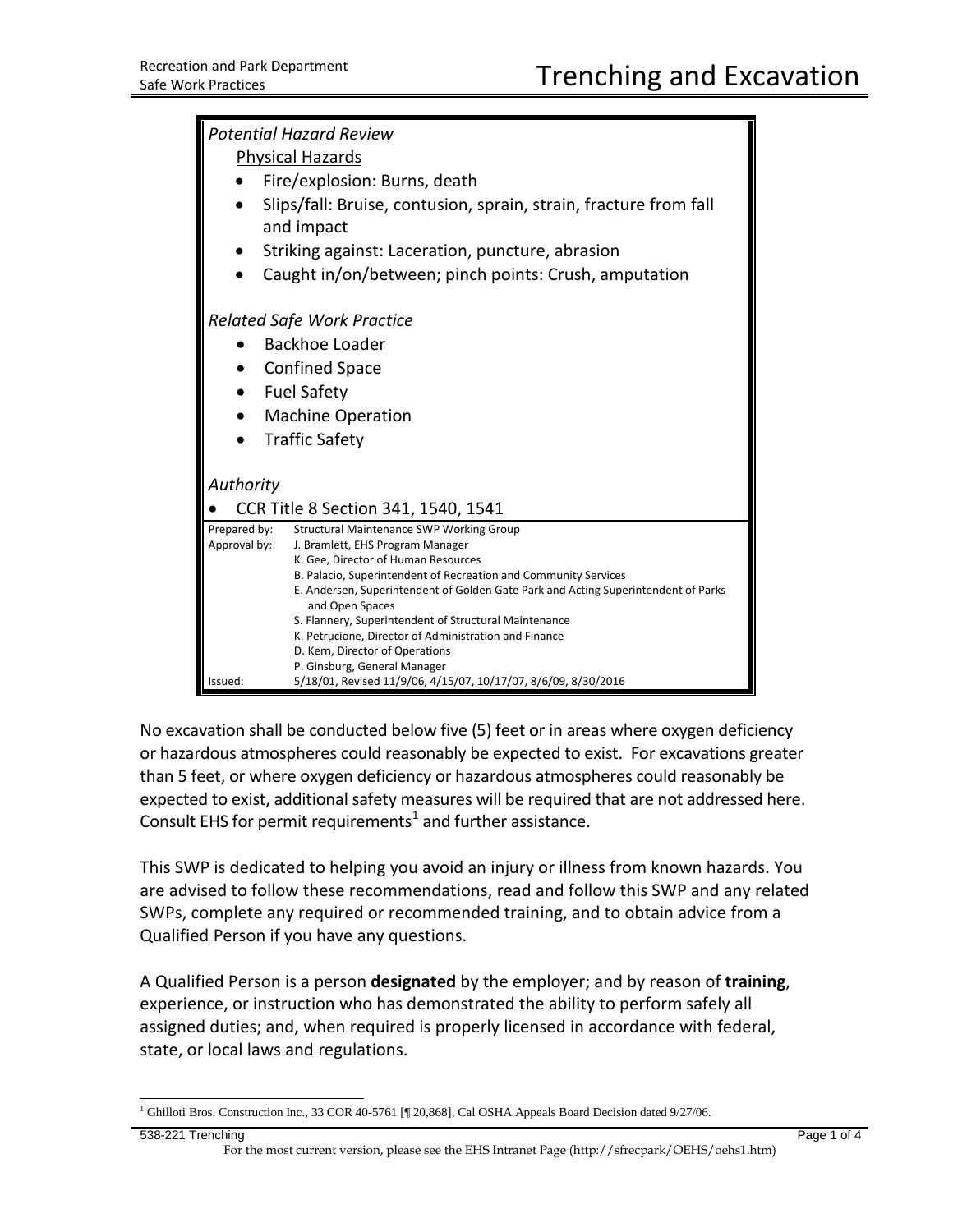# Trenching and Excavation

Recreation and Park Department
Safe Work Practices

*Potential Hazard Review*

Physical Hazards

- Fire/explosion: Burns, death
- Slips/fall: Bruise, contusion, sprain, strain, fracture from fall and impact
- Striking against: Laceration, puncture, abrasion
- Caught in/on/between; pinch points: Crush, amputation

*Related Safe Work Practice*

- Backhoe Loader
- Confined Space
- Fuel Safety
- Machine Operation
- Traffic Safety

*Authority*

- CCR Title 8 Section 341, 1540, 1541

| | |
|---|---|
| Prepared by: | Structural Maintenance SWP Working Group |
| Approval by: | J. Bramlett, EHS Program Manager |
| | K. Gee, Director of Human Resources |
| | B. Palacio, Superintendent of Recreation and Community Services |
| | E. Andersen, Superintendent of Golden Gate Park and Acting Superintendent of Parks and Open Spaces |
| | S. Flannery, Superintendent of Structural Maintenance |
| | K. Petrucione, Director of Administration and Finance |
| | D. Kern, Director of Operations |
| | P. Ginsburg, General Manager |
| Issued: | 5/18/01, Revised 11/9/06, 4/15/07, 10/17/07, 8/6/09, 8/30/2016 |

No excavation shall be conducted below five (5) feet or in areas where oxygen deficiency or hazardous atmospheres could reasonably be expected to exist. For excavations greater than 5 feet, or where oxygen deficiency or hazardous atmospheres could reasonably be expected to exist, additional safety measures will be required that are not addressed here. Consult EHS for permit requirements[1] and further assistance.

This SWP is dedicated to helping you avoid an injury or illness from known hazards. You are advised to follow these recommendations, read and follow this SWP and any related SWPs, complete any required or recommended training, and to obtain advice from a Qualified Person if you have any questions.

A Qualified Person is a person **designated** by the employer; and by reason of **training**, experience, or instruction who has demonstrated the ability to perform safely all assigned duties; and, when required is properly licensed in accordance with federal, state, or local laws and regulations.

[1] Ghilloti Bros. Construction Inc., 33 COR 40-5761 [¶ 20,868], Cal OSHA Appeals Board Decision dated 9/27/06.

For the most current version, please see the EHS Intranet Page (http://sfrecpark/OEHS/oehs1.htm)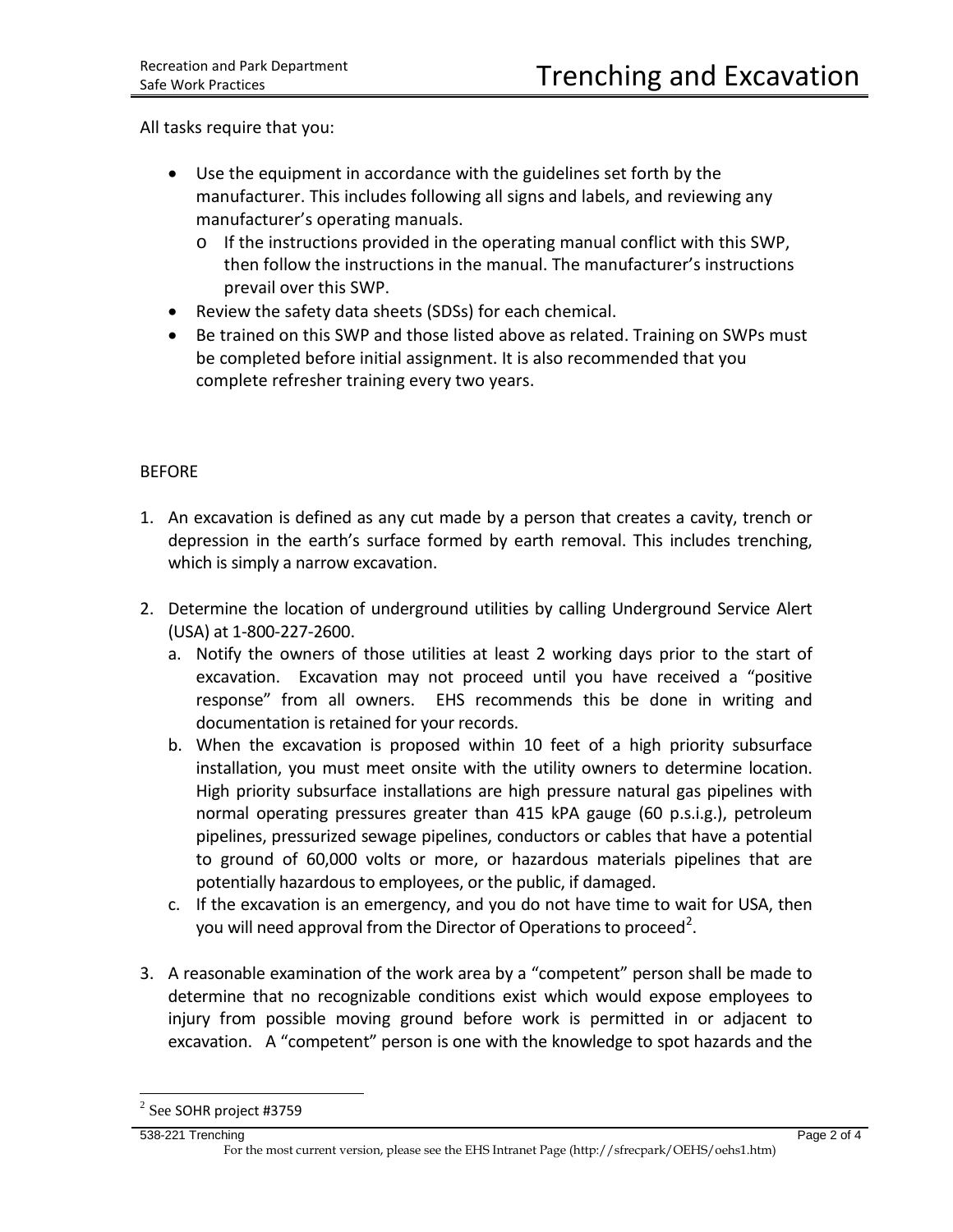All tasks require that you:

- Use the equipment in accordance with the guidelines set forth by the manufacturer. This includes following all signs and labels, and reviewing any manufacturer's operating manuals.
  - If the instructions provided in the operating manual conflict with this SWP, then follow the instructions in the manual. The manufacturer's instructions prevail over this SWP.
- Review the safety data sheets (SDSs) for each chemical.
- Be trained on this SWP and those listed above as related. Training on SWPs must be completed before initial assignment. It is also recommended that you complete refresher training every two years.

BEFORE

1. An excavation is defined as any cut made by a person that creates a cavity, trench or depression in the earth's surface formed by earth removal. This includes trenching, which is simply a narrow excavation.

2. Determine the location of underground utilities by calling Underground Service Alert (USA) at 1-800-227-2600.
   a. Notify the owners of those utilities at least 2 working days prior to the start of excavation. Excavation may not proceed until you have received a "positive response" from all owners. EHS recommends this be done in writing and documentation is retained for your records.
   b. When the excavation is proposed within 10 feet of a high priority subsurface installation, you must meet onsite with the utility owners to determine location. High priority subsurface installations are high pressure natural gas pipelines with normal operating pressures greater than 415 kPA gauge (60 p.s.i.g.), petroleum pipelines, pressurized sewage pipelines, conductors or cables that have a potential to ground of 60,000 volts or more, or hazardous materials pipelines that are potentially hazardous to employees, or the public, if damaged.
   c. If the excavation is an emergency, and you do not have time to wait for USA, then you will need approval from the Director of Operations to proceed[2].

3. A reasonable examination of the work area by a "competent" person shall be made to determine that no recognizable conditions exist which would expose employees to injury from possible moving ground before work is permitted in or adjacent to excavation. A "competent" person is one with the knowledge to spot hazards and the

[2] See SOHR project #3759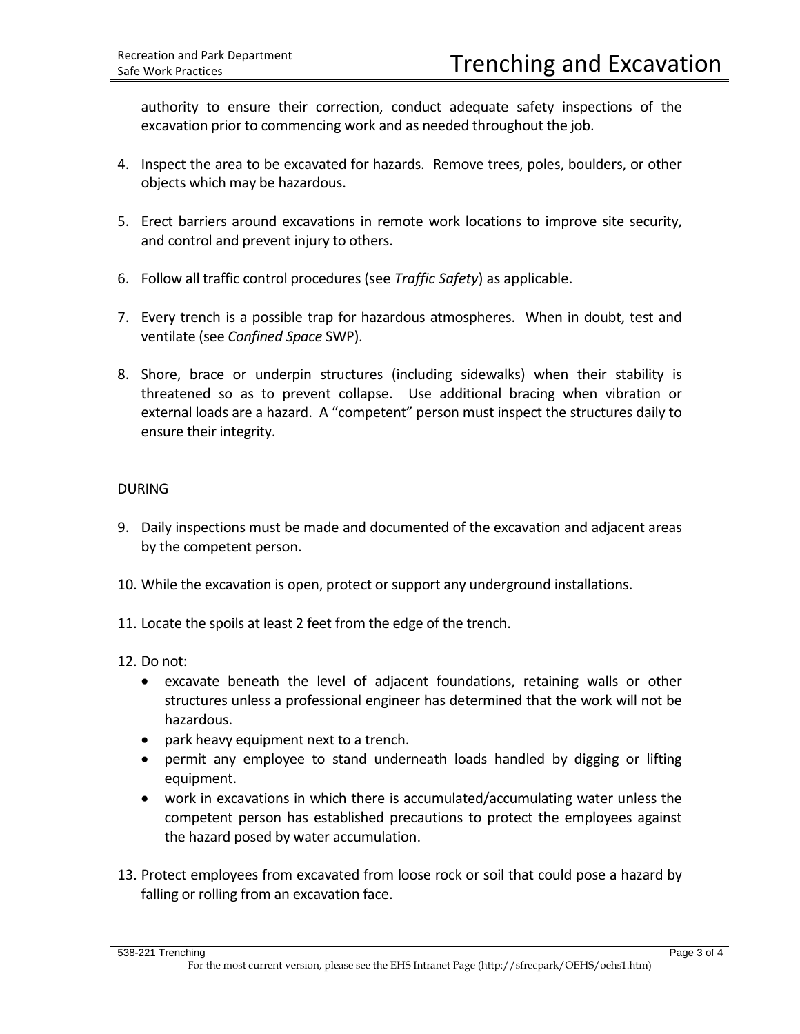authority to ensure their correction, conduct adequate safety inspections of the excavation prior to commencing work and as needed throughout the job.

4. Inspect the area to be excavated for hazards. Remove trees, poles, boulders, or other objects which may be hazardous.

5. Erect barriers around excavations in remote work locations to improve site security, and control and prevent injury to others.

6. Follow all traffic control procedures (see *Traffic Safety*) as applicable.

7. Every trench is a possible trap for hazardous atmospheres. When in doubt, test and ventilate (see *Confined Space* SWP).

8. Shore, brace or underpin structures (including sidewalks) when their stability is threatened so as to prevent collapse. Use additional bracing when vibration or external loads are a hazard. A "competent" person must inspect the structures daily to ensure their integrity.

DURING

9. Daily inspections must be made and documented of the excavation and adjacent areas by the competent person.

10. While the excavation is open, protect or support any underground installations.

11. Locate the spoils at least 2 feet from the edge of the trench.

12. Do not:
    - excavate beneath the level of adjacent foundations, retaining walls or other structures unless a professional engineer has determined that the work will not be hazardous.
    - park heavy equipment next to a trench.
    - permit any employee to stand underneath loads handled by digging or lifting equipment.
    - work in excavations in which there is accumulated/accumulating water unless the competent person has established precautions to protect the employees against the hazard posed by water accumulation.

13. Protect employees from excavated from loose rock or soil that could pose a hazard by falling or rolling from an excavation face.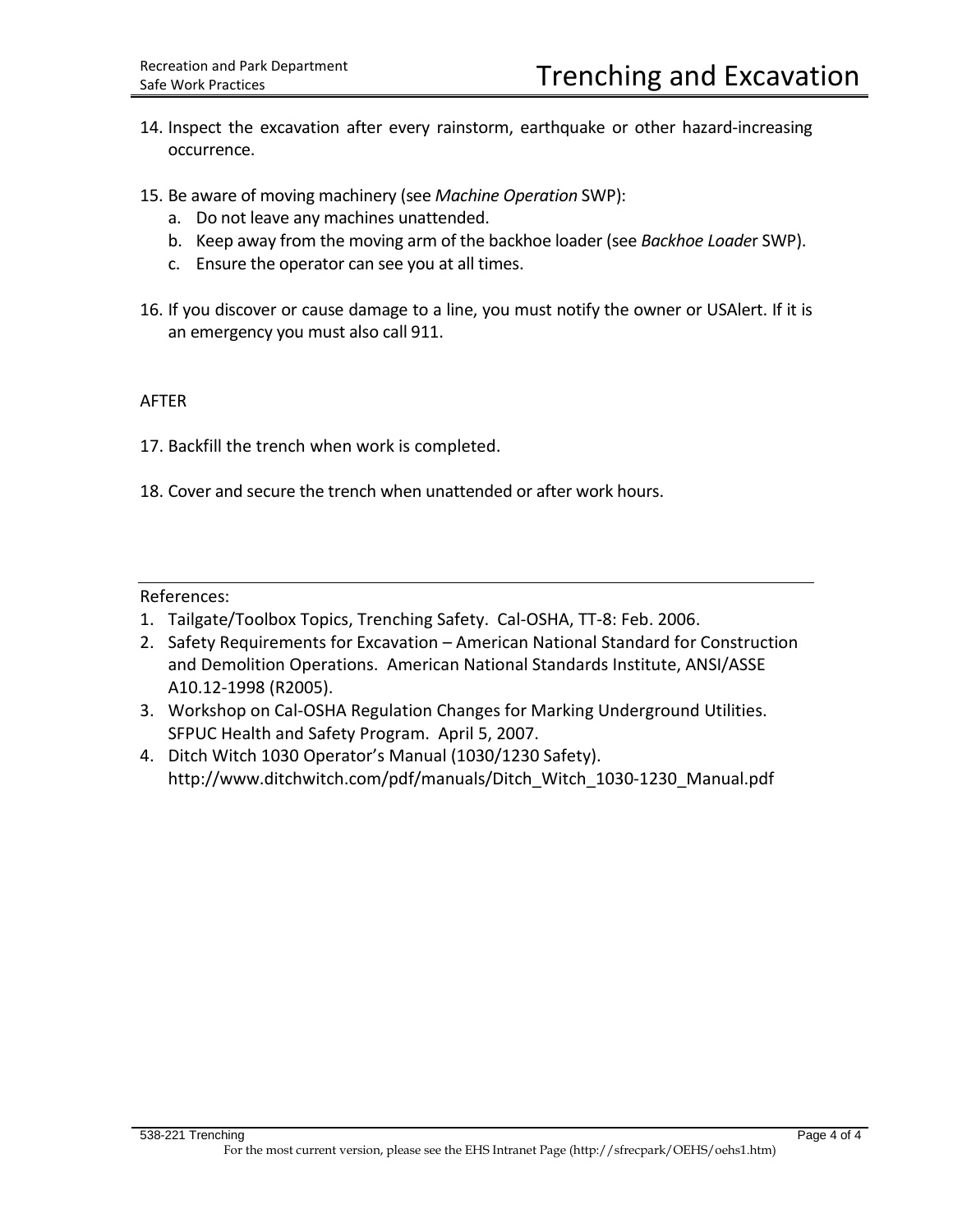14. Inspect the excavation after every rainstorm, earthquake or other hazard-increasing occurrence.

15. Be aware of moving machinery (see *Machine Operation* SWP):
    a. Do not leave any machines unattended.
    b. Keep away from the moving arm of the backhoe loader (see *Backhoe Loade*r SWP).
    c. Ensure the operator can see you at all times.

16. If you discover or cause damage to a line, you must notify the owner or USAlert. If it is an emergency you must also call 911.

AFTER

17. Backfill the trench when work is completed.

18. Cover and secure the trench when unattended or after work hours.

---

References:

1. Tailgate/Toolbox Topics, Trenching Safety. Cal-OSHA, TT-8: Feb. 2006.
2. Safety Requirements for Excavation – American National Standard for Construction and Demolition Operations. American National Standards Institute, ANSI/ASSE A10.12-1998 (R2005).
3. Workshop on Cal-OSHA Regulation Changes for Marking Underground Utilities. SFPUC Health and Safety Program. April 5, 2007.
4. Ditch Witch 1030 Operator's Manual (1030/1230 Safety). http://www.ditchwitch.com/pdf/manuals/Ditch_Witch_1030-1230_Manual.pdf